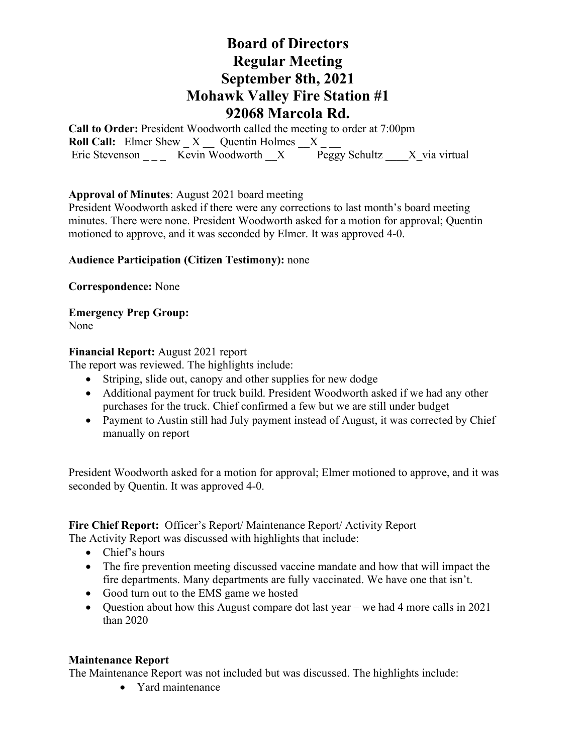# Board of Directors
# Regular Meeting
# September 8th, 2021
# Mohawk Valley Fire Station #1
# 92068 Marcola Rd.

**Call to Order:** President Woodworth called the meeting to order at 7:00pm
**Roll Call:** Elmer Shew _ X __ Quentin Holmes __X _ __
Eric Stevenson _ _ _ Kevin Woodworth __X Peggy Schultz ____X_via virtual

**Approval of Minutes**: August 2021 board meeting
President Woodworth asked if there were any corrections to last month's board meeting minutes. There were none. President Woodworth asked for a motion for approval; Quentin motioned to approve, and it was seconded by Elmer. It was approved 4-0.

**Audience Participation (Citizen Testimony):** none

**Correspondence:** None

**Emergency Prep Group:**
None

**Financial Report:** August 2021 report
The report was reviewed. The highlights include:

- Striping, slide out, canopy and other supplies for new dodge
- Additional payment for truck build. President Woodworth asked if we had any other purchases for the truck. Chief confirmed a few but we are still under budget
- Payment to Austin still had July payment instead of August, it was corrected by Chief manually on report

President Woodworth asked for a motion for approval; Elmer motioned to approve, and it was seconded by Quentin. It was approved 4-0.

**Fire Chief Report:** Officer's Report/ Maintenance Report/ Activity Report
The Activity Report was discussed with highlights that include:

- Chief's hours
- The fire prevention meeting discussed vaccine mandate and how that will impact the fire departments. Many departments are fully vaccinated. We have one that isn't.
- Good turn out to the EMS game we hosted
- Question about how this August compare dot last year – we had 4 more calls in 2021 than 2020

**Maintenance Report**
The Maintenance Report was not included but was discussed. The highlights include:

- Yard maintenance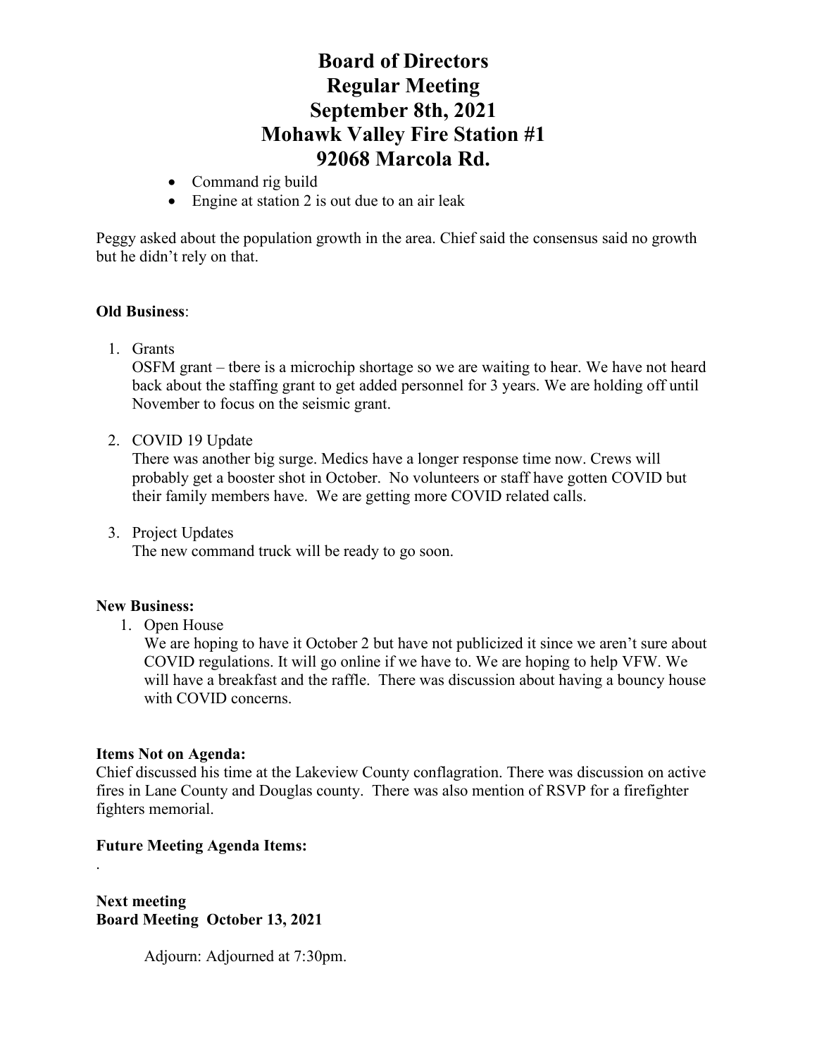# Board of Directors Regular Meeting September 8th, 2021 Mohawk Valley Fire Station #1 92068 Marcola Rd.

- Command rig build
- Engine at station 2 is out due to an air leak

Peggy asked about the population growth in the area. Chief said the consensus said no growth but he didn't rely on that.

**Old Business**:

1. Grants
   OSFM grant – tbere is a microchip shortage so we are waiting to hear. We have not heard back about the staffing grant to get added personnel for 3 years. We are holding off until November to focus on the seismic grant.

2. COVID 19 Update
   There was another big surge. Medics have a longer response time now. Crews will probably get a booster shot in October. No volunteers or staff have gotten COVID but their family members have. We are getting more COVID related calls.

3. Project Updates
   The new command truck will be ready to go soon.

**New Business:**

1. Open House
   We are hoping to have it October 2 but have not publicized it since we aren't sure about COVID regulations. It will go online if we have to. We are hoping to help VFW. We will have a breakfast and the raffle. There was discussion about having a bouncy house with COVID concerns.

**Items Not on Agenda:**
Chief discussed his time at the Lakeview County conflagration. There was discussion on active fires in Lane County and Douglas county. There was also mention of RSVP for a firefighter fighters memorial.

**Future Meeting Agenda Items:**
.

**Next meeting**
**Board Meeting October 13, 2021**

Adjourn: Adjourned at 7:30pm.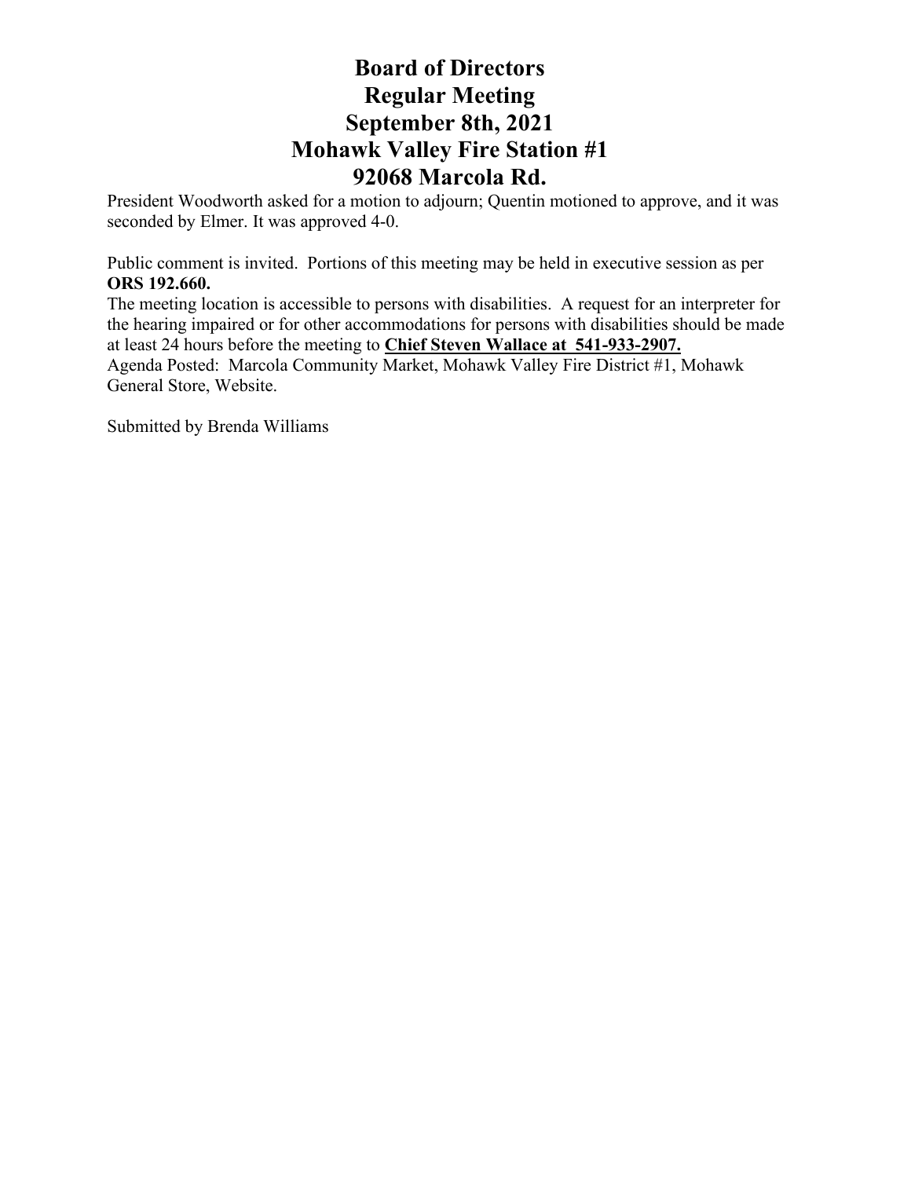# Board of Directors
# Regular Meeting
# September 8th, 2021
# Mohawk Valley Fire Station #1
# 92068 Marcola Rd.

President Woodworth asked for a motion to adjourn; Quentin motioned to approve, and it was seconded by Elmer. It was approved 4-0.

Public comment is invited. Portions of this meeting may be held in executive session as per **ORS 192.660.**
The meeting location is accessible to persons with disabilities. A request for an interpreter for the hearing impaired or for other accommodations for persons with disabilities should be made at least 24 hours before the meeting to **Chief Steven Wallace at 541-933-2907.**
Agenda Posted: Marcola Community Market, Mohawk Valley Fire District #1, Mohawk General Store, Website.

Submitted by Brenda Williams